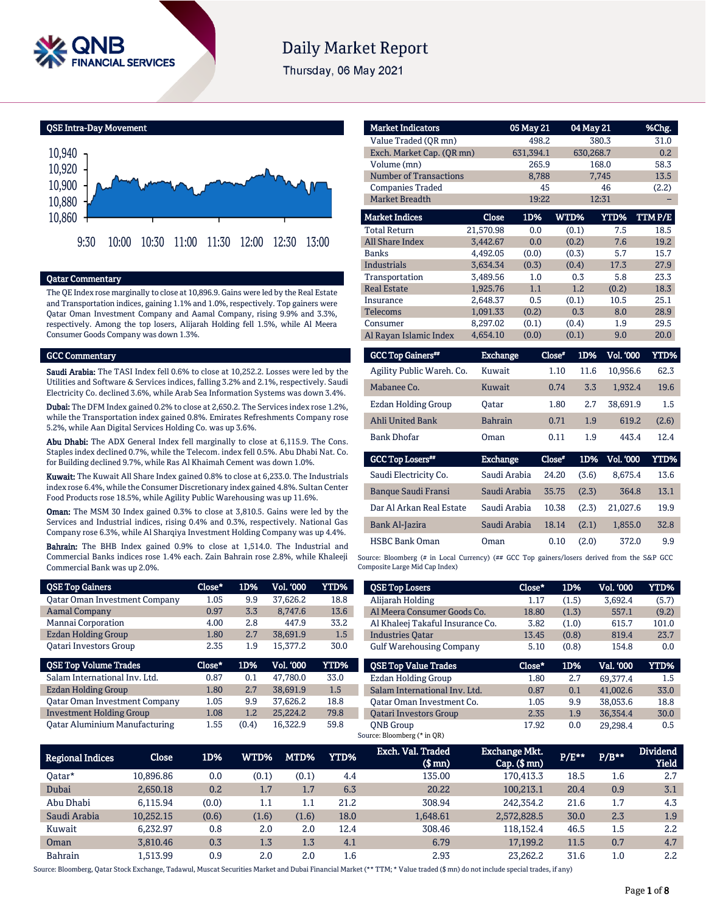# Daily Market Report

Thursday, 06 May 2021

## QSE Intra-Day Movement

## Qatar Commentary

The QE Index rose marginally to close at 10,896.9. Gains were led by the Real Estate and Transportation indices, gaining 1.1% and 1.0%, respectively. Top gainers were Qatar Oman Investment Company and Aamal Company, rising 9.9% and 3.3%, respectively. Among the top losers, Alijarah Holding fell 1.5%, while Al Meera Consumer Goods Company was down 1.3%.

## GCC Commentary

**Saudi Arabia:** The TASI Index fell 0.6% to close at 10,252.2. Losses were led by the Utilities and Software & Services indices, falling 3.2% and 2.1%, respectively. Saudi Electricity Co. declined 3.6%, while Arab Sea Information Systems was down 3.4%.

**Dubai:** The DFM Index gained 0.2% to close at 2,650.2. The Services index rose 1.2%, while the Transportation index gained 0.8%. Emirates Refreshments Company rose 5.2%, while Aan Digital Services Holding Co. was up 3.6%.

**Abu Dhabi:** The ADX General Index fell marginally to close at 6,115.9. The Cons. Staples index declined 0.7%, while the Telecom. index fell 0.5%. Abu Dhabi Nat. Co. for Building declined 9.7%, while Ras Al Khaimah Cement was down 1.0%.

**Kuwait:** The Kuwait All Share Index gained 0.8% to close at 6,233.0. The Industrials index rose 6.4%, while the Consumer Discretionary index gained 4.8%. Sultan Center Food Products rose 18.5%, while Agility Public Warehousing was up 11.6%.

**Oman:** The MSM 30 Index gained 0.3% to close at 3,810.5. Gains were led by the Services and Industrial indices, rising 0.4% and 0.3%, respectively. National Gas Company rose 6.3%, while Al Sharqiya Investment Holding Company was up 4.4%.

**Bahrain:** The BHB Index gained 0.9% to close at 1,514.0. The Industrial and Commercial Banks indices rose 1.4% each. Zain Bahrain rose 2.8%, while Khaleeji Commercial Bank was up 2.0%.

| Market Indicators | 05 May 21 | 04 May 21 | %Chg. |
|---|---|---|---|
| Value Traded (QR mn) | 498.2 | 380.3 | 31.0 |
| Exch. Market Cap. (QR mn) | 631,394.1 | 630,268.7 | 0.2 |
| Volume (mn) | 265.9 | 168.0 | 58.3 |
| Number of Transactions | 8,788 | 7,745 | 13.5 |
| Companies Traded | 45 | 46 | (2.2) |
| Market Breadth | 19:22 | 12:31 | – |

| Market Indices | Close | 1D% | WTD% | YTD% | TTM P/E |
|---|---|---|---|---|---|
| Total Return | 21,570.98 | 0.0 | (0.1) | 7.5 | 18.5 |
| All Share Index | 3,442.67 | 0.0 | (0.2) | 7.6 | 19.2 |
| Banks | 4,492.05 | (0.0) | (0.3) | 5.7 | 15.7 |
| Industrials | 3,634.34 | (0.3) | (0.4) | 17.3 | 27.9 |
| Transportation | 3,489.56 | 1.0 | 0.3 | 5.8 | 23.3 |
| Real Estate | 1,925.76 | 1.1 | 1.2 | (0.2) | 18.3 |
| Insurance | 2,648.37 | 0.5 | (0.1) | 10.5 | 25.1 |
| Telecoms | 1,091.33 | (0.2) | 0.3 | 8.0 | 28.9 |
| Consumer | 8,297.02 | (0.1) | (0.4) | 1.9 | 29.5 |
| Al Rayan Islamic Index | 4,654.10 | (0.0) | (0.1) | 9.0 | 20.0 |

| GCC Top Gainers## | Exchange | Close# | 1D% | Vol. '000 | YTD% |
|---|---|---|---|---|---|
| Agility Public Wareh. Co. | Kuwait | 1.10 | 11.6 | 10,956.6 | 62.3 |
| Mabanee Co. | Kuwait | 0.74 | 3.3 | 1,932.4 | 19.6 |
| Ezdan Holding Group | Qatar | 1.80 | 2.7 | 38,691.9 | 1.5 |
| Ahli United Bank | Bahrain | 0.71 | 1.9 | 619.2 | (2.6) |
| Bank Dhofar | Oman | 0.11 | 1.9 | 443.4 | 12.4 |

| GCC Top Losers## | Exchange | Close# | 1D% | Vol. '000 | YTD% |
|---|---|---|---|---|---|
| Saudi Electricity Co. | Saudi Arabia | 24.20 | (3.6) | 8,675.4 | 13.6 |
| Banque Saudi Fransi | Saudi Arabia | 35.75 | (2.3) | 364.8 | 13.1 |
| Dar Al Arkan Real Estate | Saudi Arabia | 10.38 | (2.3) | 21,027.6 | 19.9 |
| Bank Al-Jazira | Saudi Arabia | 18.14 | (2.1) | 1,855.0 | 32.8 |
| HSBC Bank Oman | Oman | 0.10 | (2.0) | 372.0 | 9.9 |

Source: Bloomberg (# in Local Currency) (## GCC Top gainers/losers derived from the S&P GCC Composite Large Mid Cap Index)

| QSE Top Gainers | Close* | 1D% | Vol. '000 | YTD% |
|---|---|---|---|---|
| Qatar Oman Investment Company | 1.05 | 9.9 | 37,626.2 | 18.8 |
| Aamal Company | 0.97 | 3.3 | 8,747.6 | 13.6 |
| Mannai Corporation | 4.00 | 2.8 | 447.9 | 33.2 |
| Ezdan Holding Group | 1.80 | 2.7 | 38,691.9 | 1.5 |
| Qatari Investors Group | 2.35 | 1.9 | 15,377.2 | 30.0 |

| QSE Top Losers | Close* | 1D% | Vol. '000 | YTD% |
|---|---|---|---|---|
| Alijarah Holding | 1.17 | (1.5) | 3,692.4 | (5.7) |
| Al Meera Consumer Goods Co. | 18.80 | (1.3) | 557.1 | (9.2) |
| Al Khaleej Takaful Insurance Co. | 3.82 | (1.0) | 615.7 | 101.0 |
| Industries Qatar | 13.45 | (0.8) | 819.4 | 23.7 |
| Gulf Warehousing Company | 5.10 | (0.8) | 154.8 | 0.0 |

| QSE Top Volume Trades | Close* | 1D% | Vol. '000 | YTD% |
|---|---|---|---|---|
| Salam International Inv. Ltd. | 0.87 | 0.1 | 47,780.0 | 33.0 |
| Ezdan Holding Group | 1.80 | 2.7 | 38,691.9 | 1.5 |
| Qatar Oman Investment Company | 1.05 | 9.9 | 37,626.2 | 18.8 |
| Investment Holding Group | 1.08 | 1.2 | 25,224.2 | 79.8 |
| Qatar Aluminium Manufacturing | 1.55 | (0.4) | 16,322.9 | 59.8 |

| QSE Top Value Trades | Close* | 1D% | Val. '000 | YTD% |
|---|---|---|---|---|
| Ezdan Holding Group | 1.80 | 2.7 | 69,377.4 | 1.5 |
| Salam International Inv. Ltd. | 0.87 | 0.1 | 41,002.6 | 33.0 |
| Qatar Oman Investment Co. | 1.05 | 9.9 | 38,053.6 | 18.8 |
| Qatari Investors Group | 2.35 | 1.9 | 36,354.4 | 30.0 |
| QNB Group | 17.92 | 0.0 | 29,298.4 | 0.5 |

Source: Bloomberg (* in QR)

| Regional Indices | Close | 1D% | WTD% | MTD% | YTD% | Exch. Val. Traded ($ mn) | Exchange Mkt. Cap. ($ mn) | P/E** | P/B** | Dividend Yield |
|---|---|---|---|---|---|---|---|---|---|---|
| Qatar* | 10,896.86 | 0.0 | (0.1) | (0.1) | 4.4 | 135.00 | 170,413.3 | 18.5 | 1.6 | 2.7 |
| Dubai | 2,650.18 | 0.2 | 1.7 | 1.7 | 6.3 | 20.22 | 100,213.1 | 20.4 | 0.9 | 3.1 |
| Abu Dhabi | 6,115.94 | (0.0) | 1.1 | 1.1 | 21.2 | 308.94 | 242,354.2 | 21.6 | 1.7 | 4.3 |
| Saudi Arabia | 10,252.15 | (0.6) | (1.6) | (1.6) | 18.0 | 1,648.61 | 2,572,828.5 | 30.0 | 2.3 | 1.9 |
| Kuwait | 6,232.97 | 0.8 | 2.0 | 2.0 | 12.4 | 308.46 | 118,152.4 | 46.5 | 1.5 | 2.2 |
| Oman | 3,810.46 | 0.3 | 1.3 | 1.3 | 4.1 | 6.79 | 17,199.2 | 11.5 | 0.7 | 4.7 |
| Bahrain | 1,513.99 | 0.9 | 2.0 | 2.0 | 1.6 | 2.93 | 23,262.2 | 31.6 | 1.0 | 2.2 |

Source: Bloomberg, Qatar Stock Exchange, Tadawul, Muscat Securities Market and Dubai Financial Market (** TTM; * Value traded ($ mn) do not include special trades, if any)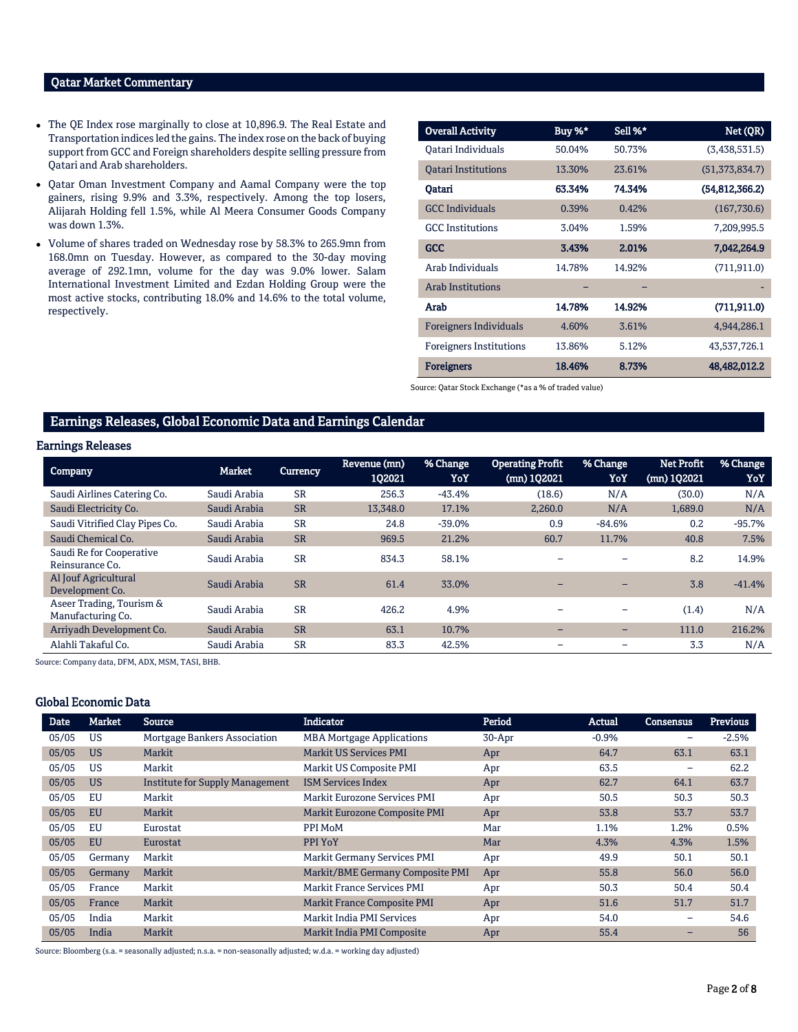## Qatar Market Commentary

- The QE Index rose marginally to close at 10,896.9. The Real Estate and Transportation indices led the gains. The index rose on the back of buying support from GCC and Foreign shareholders despite selling pressure from Qatari and Arab shareholders.
- Qatar Oman Investment Company and Aamal Company were the top gainers, rising 9.9% and 3.3%, respectively. Among the top losers, Alijarah Holding fell 1.5%, while Al Meera Consumer Goods Company was down 1.3%.
- Volume of shares traded on Wednesday rose by 58.3% to 265.9mn from 168.0mn on Tuesday. However, as compared to the 30-day moving average of 292.1mn, volume for the day was 9.0% lower. Salam International Investment Limited and Ezdan Holding Group were the most active stocks, contributing 18.0% and 14.6% to the total volume, respectively.

| Overall Activity | Buy %* | Sell %* | Net (QR) |
|---|---|---|---|
| Qatari Individuals | 50.04% | 50.73% | (3,438,531.5) |
| Qatari Institutions | 13.30% | 23.61% | (51,373,834.7) |
| **Qatari** | **63.34%** | **74.34%** | **(54,812,366.2)** |
| GCC Individuals | 0.39% | 0.42% | (167,730.6) |
| GCC Institutions | 3.04% | 1.59% | 7,209,995.5 |
| **GCC** | **3.43%** | **2.01%** | **7,042,264.9** |
| Arab Individuals | 14.78% | 14.92% | (711,911.0) |
| Arab Institutions | – | – | - |
| **Arab** | **14.78%** | **14.92%** | **(711,911.0)** |
| Foreigners Individuals | 4.60% | 3.61% | 4,944,286.1 |
| Foreigners Institutions | 13.86% | 5.12% | 43,537,726.1 |
| **Foreigners** | **18.46%** | **8.73%** | **48,482,012.2** |

Source: Qatar Stock Exchange (*as a % of traded value)

## Earnings Releases, Global Economic Data and Earnings Calendar

### Earnings Releases

| Company | Market | Currency | Revenue (mn) 1Q2021 | % Change YoY | Operating Profit (mn) 1Q2021 | % Change YoY | Net Profit (mn) 1Q2021 | % Change YoY |
|---|---|---|---|---|---|---|---|---|
| Saudi Airlines Catering Co. | Saudi Arabia | SR | 256.3 | -43.4% | (18.6) | N/A | (30.0) | N/A |
| Saudi Electricity Co. | Saudi Arabia | SR | 13,348.0 | 17.1% | 2,260.0 | N/A | 1,689.0 | N/A |
| Saudi Vitrified Clay Pipes Co. | Saudi Arabia | SR | 24.8 | -39.0% | 0.9 | -84.6% | 0.2 | -95.7% |
| Saudi Chemical Co. | Saudi Arabia | SR | 969.5 | 21.2% | 60.7 | 11.7% | 40.8 | 7.5% |
| Saudi Re for Cooperative Reinsurance Co. | Saudi Arabia | SR | 834.3 | 58.1% | – | – | 8.2 | 14.9% |
| Al Jouf Agricultural Development Co. | Saudi Arabia | SR | 61.4 | 33.0% | – | – | 3.8 | -41.4% |
| Aseer Trading, Tourism & Manufacturing Co. | Saudi Arabia | SR | 426.2 | 4.9% | – | – | (1.4) | N/A |
| Arriyadh Development Co. | Saudi Arabia | SR | 63.1 | 10.7% | – | – | 111.0 | 216.2% |
| Alahli Takaful Co. | Saudi Arabia | SR | 83.3 | 42.5% | – | – | 3.3 | N/A |

Source: Company data, DFM, ADX, MSM, TASI, BHB.

### Global Economic Data

| Date | Market | Source | Indicator | Period | Actual | Consensus | Previous |
|---|---|---|---|---|---|---|---|
| 05/05 | US | Mortgage Bankers Association | MBA Mortgage Applications | 30-Apr | -0.9% | – | -2.5% |
| 05/05 | US | Markit | Markit US Services PMI | Apr | 64.7 | 63.1 | 63.1 |
| 05/05 | US | Markit | Markit US Composite PMI | Apr | 63.5 | – | 62.2 |
| 05/05 | US | Institute for Supply Management | ISM Services Index | Apr | 62.7 | 64.1 | 63.7 |
| 05/05 | EU | Markit | Markit Eurozone Services PMI | Apr | 50.5 | 50.3 | 50.3 |
| 05/05 | EU | Markit | Markit Eurozone Composite PMI | Apr | 53.8 | 53.7 | 53.7 |
| 05/05 | EU | Eurostat | PPI MoM | Mar | 1.1% | 1.2% | 0.5% |
| 05/05 | EU | Eurostat | PPI YoY | Mar | 4.3% | 4.3% | 1.5% |
| 05/05 | Germany | Markit | Markit Germany Services PMI | Apr | 49.9 | 50.1 | 50.1 |
| 05/05 | Germany | Markit | Markit/BME Germany Composite PMI | Apr | 55.8 | 56.0 | 56.0 |
| 05/05 | France | Markit | Markit France Services PMI | Apr | 50.3 | 50.4 | 50.4 |
| 05/05 | France | Markit | Markit France Composite PMI | Apr | 51.6 | 51.7 | 51.7 |
| 05/05 | India | Markit | Markit India PMI Services | Apr | 54.0 | – | 54.6 |
| 05/05 | India | Markit | Markit India PMI Composite | Apr | 55.4 | – | 56 |

Source: Bloomberg (s.a. = seasonally adjusted; n.s.a. = non-seasonally adjusted; w.d.a. = working day adjusted)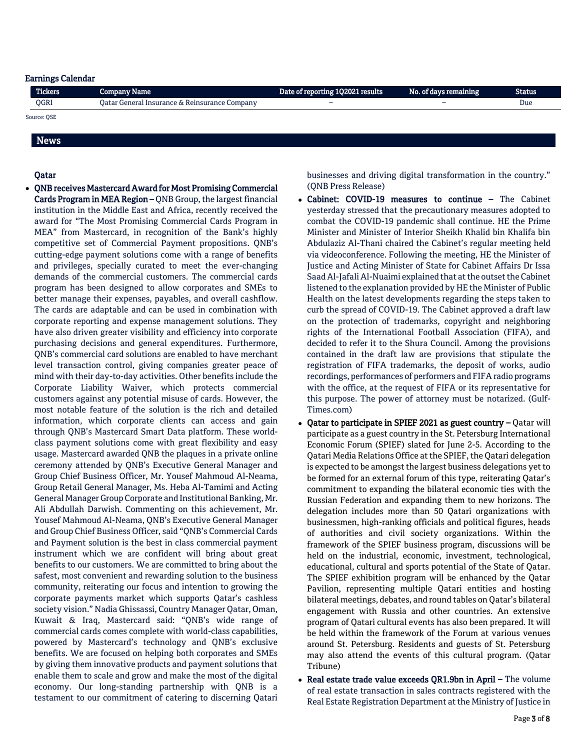## Earnings Calendar

| Tickers | Company Name | Date of reporting 1Q2021 results | No. of days remaining | Status |
|---|---|---|---|---|
| QGRI | Qatar General Insurance & Reinsurance Company | – | – | Due |

Source: QSE

## News

### Qatar

- **QNB receives Mastercard Award for Most Promising Commercial Cards Program in MEA Region –** QNB Group, the largest financial institution in the Middle East and Africa, recently received the award for "The Most Promising Commercial Cards Program in MEA" from Mastercard, in recognition of the Bank's highly competitive set of Commercial Payment propositions. QNB's cutting-edge payment solutions come with a range of benefits and privileges, specially curated to meet the ever-changing demands of the commercial customers. The commercial cards program has been designed to allow corporates and SMEs to better manage their expenses, payables, and overall cashflow. The cards are adaptable and can be used in combination with corporate reporting and expense management solutions. They have also driven greater visibility and efficiency into corporate purchasing decisions and general expenditures. Furthermore, QNB's commercial card solutions are enabled to have merchant level transaction control, giving companies greater peace of mind with their day-to-day activities. Other benefits include the Corporate Liability Waiver, which protects commercial customers against any potential misuse of cards. However, the most notable feature of the solution is the rich and detailed information, which corporate clients can access and gain through QNB's Mastercard Smart Data platform. These world-class payment solutions come with great flexibility and easy usage. Mastercard awarded QNB the plaques in a private online ceremony attended by QNB's Executive General Manager and Group Chief Business Officer, Mr. Yousef Mahmoud Al-Neama, Group Retail General Manager, Ms. Heba Al-Tamimi and Acting General Manager Group Corporate and Institutional Banking, Mr. Ali Abdullah Darwish. Commenting on this achievement, Mr. Yousef Mahmoud Al-Neama, QNB's Executive General Manager and Group Chief Business Officer, said "QNB's Commercial Cards and Payment solution is the best in class commercial payment instrument which we are confident will bring about great benefits to our customers. We are committed to bring about the safest, most convenient and rewarding solution to the business community, reiterating our focus and intention to growing the corporate payments market which supports Qatar's cashless society vision." Nadia Ghissassi, Country Manager Qatar, Oman, Kuwait & Iraq, Mastercard said: "QNB's wide range of commercial cards comes complete with world-class capabilities, powered by Mastercard's technology and QNB's exclusive benefits. We are focused on helping both corporates and SMEs by giving them innovative products and payment solutions that enable them to scale and grow and make the most of the digital economy. Our long-standing partnership with QNB is a testament to our commitment of catering to discerning Qatari businesses and driving digital transformation in the country." (QNB Press Release)
- **Cabinet: COVID-19 measures to continue –** The Cabinet yesterday stressed that the precautionary measures adopted to combat the COVID-19 pandemic shall continue. HE the Prime Minister and Minister of Interior Sheikh Khalid bin Khalifa bin Abdulaziz Al-Thani chaired the Cabinet's regular meeting held via videoconference. Following the meeting, HE the Minister of Justice and Acting Minister of State for Cabinet Affairs Dr Issa Saad Al-Jafali Al-Nuaimi explained that at the outset the Cabinet listened to the explanation provided by HE the Minister of Public Health on the latest developments regarding the steps taken to curb the spread of COVID-19. The Cabinet approved a draft law on the protection of trademarks, copyright and neighboring rights of the International Football Association (FIFA), and decided to refer it to the Shura Council. Among the provisions contained in the draft law are provisions that stipulate the registration of FIFA trademarks, the deposit of works, audio recordings, performances of performers and FIFA radio programs with the office, at the request of FIFA or its representative for this purpose. The power of attorney must be notarized. (Gulf-Times.com)
- **Qatar to participate in SPIEF 2021 as guest country –** Qatar will participate as a guest country in the St. Petersburg International Economic Forum (SPIEF) slated for June 2-5. According to the Qatari Media Relations Office at the SPIEF, the Qatari delegation is expected to be amongst the largest business delegations yet to be formed for an external forum of this type, reiterating Qatar's commitment to expanding the bilateral economic ties with the Russian Federation and expanding them to new horizons. The delegation includes more than 50 Qatari organizations with businessmen, high-ranking officials and political figures, heads of authorities and civil society organizations. Within the framework of the SPIEF business program, discussions will be held on the industrial, economic, investment, technological, educational, cultural and sports potential of the State of Qatar. The SPIEF exhibition program will be enhanced by the Qatar Pavilion, representing multiple Qatari entities and hosting bilateral meetings, debates, and round tables on Qatar's bilateral engagement with Russia and other countries. An extensive program of Qatari cultural events has also been prepared. It will be held within the framework of the Forum at various venues around St. Petersburg. Residents and guests of St. Petersburg may also attend the events of this cultural program. (Qatar Tribune)
- **Real estate trade value exceeds QR1.9bn in April –** The volume of real estate transaction in sales contracts registered with the Real Estate Registration Department at the Ministry of Justice in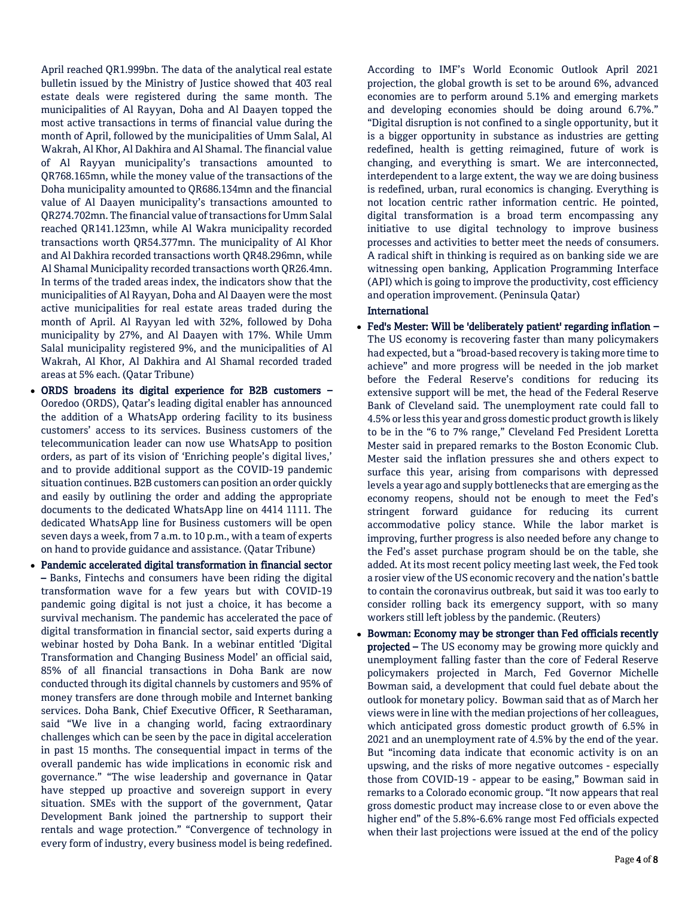April reached QR1.999bn. The data of the analytical real estate bulletin issued by the Ministry of Justice showed that 403 real estate deals were registered during the same month. The municipalities of Al Rayyan, Doha and Al Daayen topped the most active transactions in terms of financial value during the month of April, followed by the municipalities of Umm Salal, Al Wakrah, Al Khor, Al Dakhira and Al Shamal. The financial value of Al Rayyan municipality's transactions amounted to QR768.165mn, while the money value of the transactions of the Doha municipality amounted to QR686.134mn and the financial value of Al Daayen municipality's transactions amounted to QR274.702mn. The financial value of transactions for Umm Salal reached QR141.123mn, while Al Wakra municipality recorded transactions worth QR54.377mn. The municipality of Al Khor and Al Dakhira recorded transactions worth QR48.296mn, while Al Shamal Municipality recorded transactions worth QR26.4mn. In terms of the traded areas index, the indicators show that the municipalities of Al Rayyan, Doha and Al Daayen were the most active municipalities for real estate areas traded during the month of April. Al Rayyan led with 32%, followed by Doha municipality by 27%, and Al Daayen with 17%. While Umm Salal municipality registered 9%, and the municipalities of Al Wakrah, Al Khor, Al Dakhira and Al Shamal recorded traded areas at 5% each. (Qatar Tribune)

- **ORDS broadens its digital experience for B2B customers –** Ooredoo (ORDS), Qatar's leading digital enabler has announced the addition of a WhatsApp ordering facility to its business customers' access to its services. Business customers of the telecommunication leader can now use WhatsApp to position orders, as part of its vision of 'Enriching people's digital lives,' and to provide additional support as the COVID-19 pandemic situation continues. B2B customers can position an order quickly and easily by outlining the order and adding the appropriate documents to the dedicated WhatsApp line on 4414 1111. The dedicated WhatsApp line for Business customers will be open seven days a week, from 7 a.m. to 10 p.m., with a team of experts on hand to provide guidance and assistance. (Qatar Tribune)
- **Pandemic accelerated digital transformation in financial sector –** Banks, Fintechs and consumers have been riding the digital transformation wave for a few years but with COVID-19 pandemic going digital is not just a choice, it has become a survival mechanism. The pandemic has accelerated the pace of digital transformation in financial sector, said experts during a webinar hosted by Doha Bank. In a webinar entitled 'Digital Transformation and Changing Business Model' an official said, 85% of all financial transactions in Doha Bank are now conducted through its digital channels by customers and 95% of money transfers are done through mobile and Internet banking services. Doha Bank, Chief Executive Officer, R Seetharaman, said "We live in a changing world, facing extraordinary challenges which can be seen by the pace in digital acceleration in past 15 months. The consequential impact in terms of the overall pandemic has wide implications in economic risk and governance." "The wise leadership and governance in Qatar have stepped up proactive and sovereign support in every situation. SMEs with the support of the government, Qatar Development Bank joined the partnership to support their rentals and wage protection." "Convergence of technology in every form of industry, every business model is being redefined. According to IMF's World Economic Outlook April 2021 projection, the global growth is set to be around 6%, advanced economies are to perform around 5.1% and emerging markets and developing economies should be doing around 6.7%." "Digital disruption is not confined to a single opportunity, but it is a bigger opportunity in substance as industries are getting redefined, health is getting reimagined, future of work is changing, and everything is smart. We are interconnected, interdependent to a large extent, the way we are doing business is redefined, urban, rural economics is changing. Everything is not location centric rather information centric. He pointed, digital transformation is a broad term encompassing any initiative to use digital technology to improve business processes and activities to better meet the needs of consumers. A radical shift in thinking is required as on banking side we are witnessing open banking, Application Programming Interface (API) which is going to improve the productivity, cost efficiency and operation improvement. (Peninsula Qatar)

## International

- **Fed's Mester: Will be 'deliberately patient' regarding inflation –** The US economy is recovering faster than many policymakers had expected, but a "broad-based recovery is taking more time to achieve" and more progress will be needed in the job market before the Federal Reserve's conditions for reducing its extensive support will be met, the head of the Federal Reserve Bank of Cleveland said. The unemployment rate could fall to 4.5% or less this year and gross domestic product growth is likely to be in the "6 to 7% range," Cleveland Fed President Loretta Mester said in prepared remarks to the Boston Economic Club. Mester said the inflation pressures she and others expect to surface this year, arising from comparisons with depressed levels a year ago and supply bottlenecks that are emerging as the economy reopens, should not be enough to meet the Fed's stringent forward guidance for reducing its current accommodative policy stance. While the labor market is improving, further progress is also needed before any change to the Fed's asset purchase program should be on the table, she added. At its most recent policy meeting last week, the Fed took a rosier view of the US economic recovery and the nation's battle to contain the coronavirus outbreak, but said it was too early to consider rolling back its emergency support, with so many workers still left jobless by the pandemic. (Reuters)
- **Bowman: Economy may be stronger than Fed officials recently projected –** The US economy may be growing more quickly and unemployment falling faster than the core of Federal Reserve policymakers projected in March, Fed Governor Michelle Bowman said, a development that could fuel debate about the outlook for monetary policy. Bowman said that as of March her views were in line with the median projections of her colleagues, which anticipated gross domestic product growth of 6.5% in 2021 and an unemployment rate of 4.5% by the end of the year. But "incoming data indicate that economic activity is on an upswing, and the risks of more negative outcomes - especially those from COVID-19 - appear to be easing," Bowman said in remarks to a Colorado economic group. "It now appears that real gross domestic product may increase close to or even above the higher end" of the 5.8%-6.6% range most Fed officials expected when their last projections were issued at the end of the policy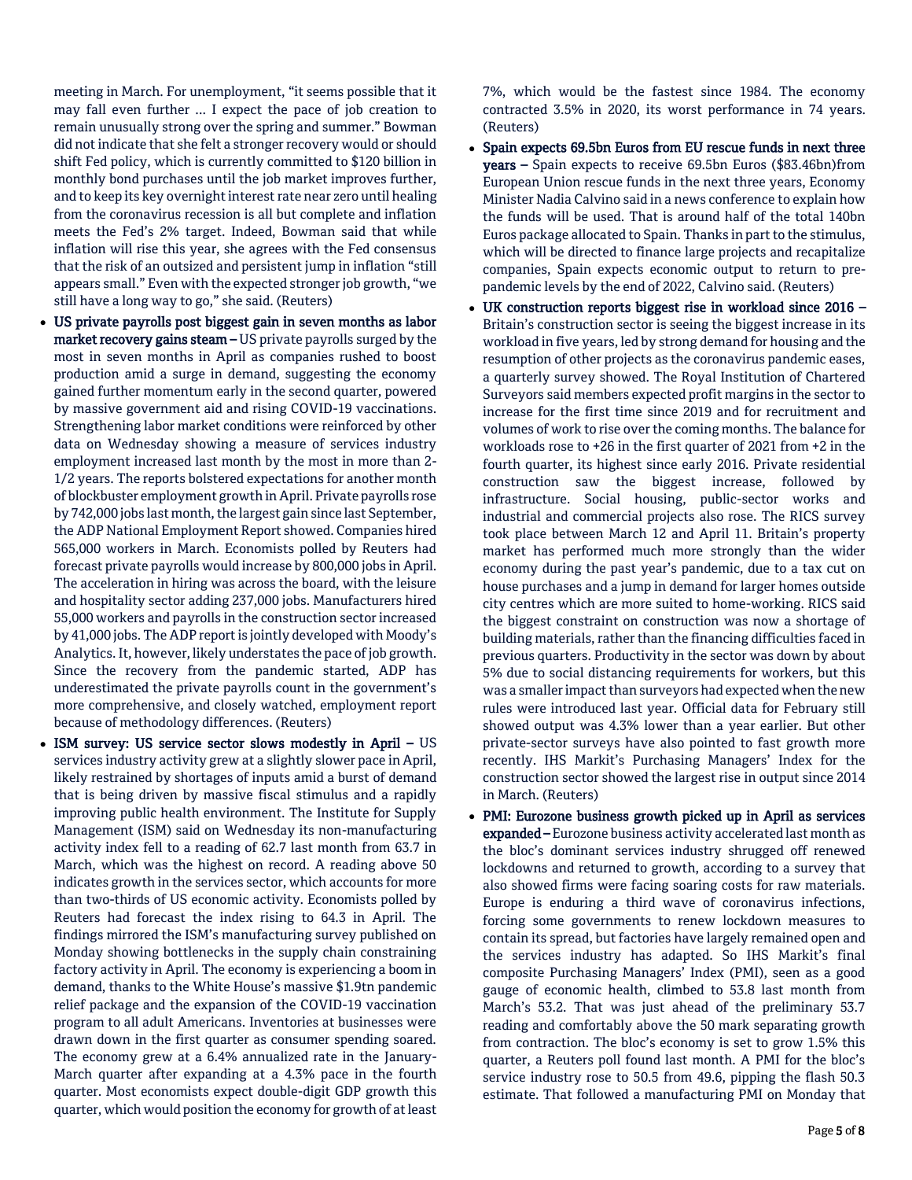meeting in March. For unemployment, "it seems possible that it may fall even further … I expect the pace of job creation to remain unusually strong over the spring and summer." Bowman did not indicate that she felt a stronger recovery would or should shift Fed policy, which is currently committed to $120 billion in monthly bond purchases until the job market improves further, and to keep its key overnight interest rate near zero until healing from the coronavirus recession is all but complete and inflation meets the Fed's 2% target. Indeed, Bowman said that while inflation will rise this year, she agrees with the Fed consensus that the risk of an outsized and persistent jump in inflation "still appears small." Even with the expected stronger job growth, "we still have a long way to go," she said. (Reuters)

- **US private payrolls post biggest gain in seven months as labor market recovery gains steam –** US private payrolls surged by the most in seven months in April as companies rushed to boost production amid a surge in demand, suggesting the economy gained further momentum early in the second quarter, powered by massive government aid and rising COVID-19 vaccinations. Strengthening labor market conditions were reinforced by other data on Wednesday showing a measure of services industry employment increased last month by the most in more than 2-1/2 years. The reports bolstered expectations for another month of blockbuster employment growth in April. Private payrolls rose by 742,000 jobs last month, the largest gain since last September, the ADP National Employment Report showed. Companies hired 565,000 workers in March. Economists polled by Reuters had forecast private payrolls would increase by 800,000 jobs in April. The acceleration in hiring was across the board, with the leisure and hospitality sector adding 237,000 jobs. Manufacturers hired 55,000 workers and payrolls in the construction sector increased by 41,000 jobs. The ADP report is jointly developed with Moody's Analytics. It, however, likely understates the pace of job growth. Since the recovery from the pandemic started, ADP has underestimated the private payrolls count in the government's more comprehensive, and closely watched, employment report because of methodology differences. (Reuters)
- **ISM survey: US service sector slows modestly in April –** US services industry activity grew at a slightly slower pace in April, likely restrained by shortages of inputs amid a burst of demand that is being driven by massive fiscal stimulus and a rapidly improving public health environment. The Institute for Supply Management (ISM) said on Wednesday its non-manufacturing activity index fell to a reading of 62.7 last month from 63.7 in March, which was the highest on record. A reading above 50 indicates growth in the services sector, which accounts for more than two-thirds of US economic activity. Economists polled by Reuters had forecast the index rising to 64.3 in April. The findings mirrored the ISM's manufacturing survey published on Monday showing bottlenecks in the supply chain constraining factory activity in April. The economy is experiencing a boom in demand, thanks to the White House's massive $1.9tn pandemic relief package and the expansion of the COVID-19 vaccination program to all adult Americans. Inventories at businesses were drawn down in the first quarter as consumer spending soared. The economy grew at a 6.4% annualized rate in the January-March quarter after expanding at a 4.3% pace in the fourth quarter. Most economists expect double-digit GDP growth this quarter, which would position the economy for growth of at least 7%, which would be the fastest since 1984. The economy contracted 3.5% in 2020, its worst performance in 74 years. (Reuters)
- **Spain expects 69.5bn Euros from EU rescue funds in next three years –** Spain expects to receive 69.5bn Euros ($83.46bn)from European Union rescue funds in the next three years, Economy Minister Nadia Calvino said in a news conference to explain how the funds will be used. That is around half of the total 140bn Euros package allocated to Spain. Thanks in part to the stimulus, which will be directed to finance large projects and recapitalize companies, Spain expects economic output to return to pre-pandemic levels by the end of 2022, Calvino said. (Reuters)
- **UK construction reports biggest rise in workload since 2016 –** Britain's construction sector is seeing the biggest increase in its workload in five years, led by strong demand for housing and the resumption of other projects as the coronavirus pandemic eases, a quarterly survey showed. The Royal Institution of Chartered Surveyors said members expected profit margins in the sector to increase for the first time since 2019 and for recruitment and volumes of work to rise over the coming months. The balance for workloads rose to +26 in the first quarter of 2021 from +2 in the fourth quarter, its highest since early 2016. Private residential construction saw the biggest increase, followed by infrastructure. Social housing, public-sector works and industrial and commercial projects also rose. The RICS survey took place between March 12 and April 11. Britain's property market has performed much more strongly than the wider economy during the past year's pandemic, due to a tax cut on house purchases and a jump in demand for larger homes outside city centres which are more suited to home-working. RICS said the biggest constraint on construction was now a shortage of building materials, rather than the financing difficulties faced in previous quarters. Productivity in the sector was down by about 5% due to social distancing requirements for workers, but this was a smaller impact than surveyors had expected when the new rules were introduced last year. Official data for February still showed output was 4.3% lower than a year earlier. But other private-sector surveys have also pointed to fast growth more recently. IHS Markit's Purchasing Managers' Index for the construction sector showed the largest rise in output since 2014 in March. (Reuters)
- **PMI: Eurozone business growth picked up in April as services expanded –** Eurozone business activity accelerated last month as the bloc's dominant services industry shrugged off renewed lockdowns and returned to growth, according to a survey that also showed firms were facing soaring costs for raw materials. Europe is enduring a third wave of coronavirus infections, forcing some governments to renew lockdown measures to contain its spread, but factories have largely remained open and the services industry has adapted. So IHS Markit's final composite Purchasing Managers' Index (PMI), seen as a good gauge of economic health, climbed to 53.8 last month from March's 53.2. That was just ahead of the preliminary 53.7 reading and comfortably above the 50 mark separating growth from contraction. The bloc's economy is set to grow 1.5% this quarter, a Reuters poll found last month. A PMI for the bloc's service industry rose to 50.5 from 49.6, pipping the flash 50.3 estimate. That followed a manufacturing PMI on Monday that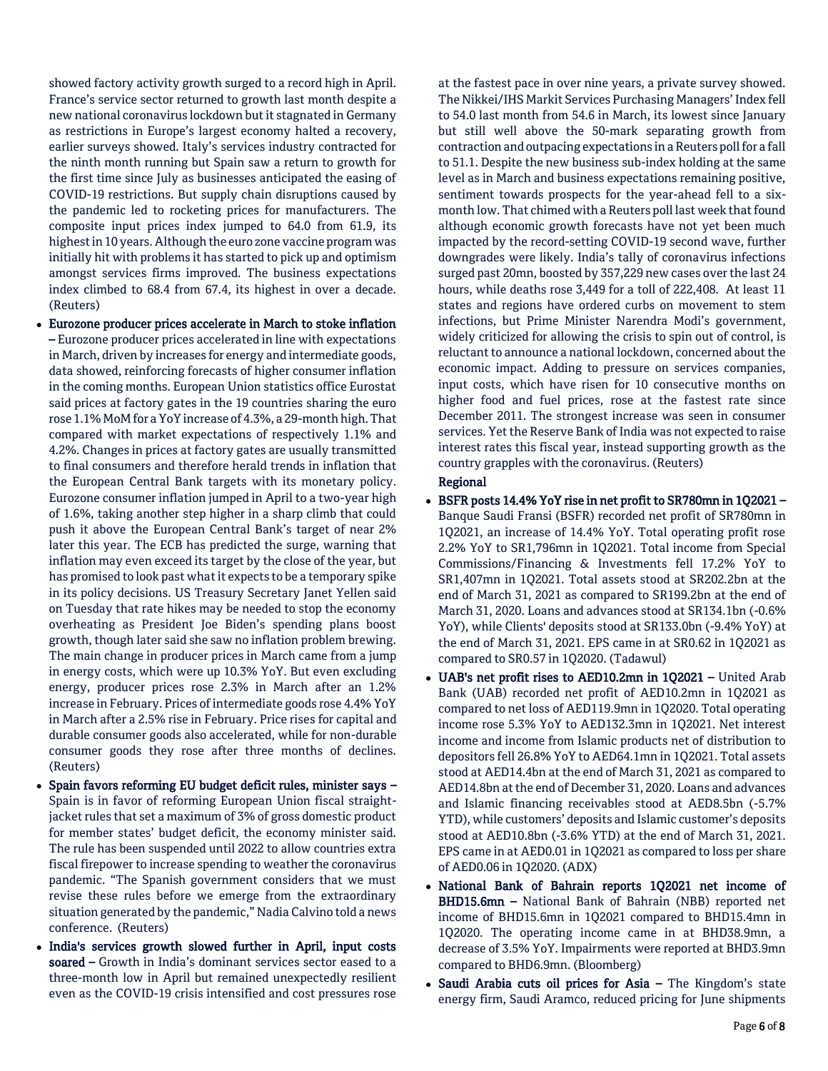showed factory activity growth surged to a record high in April. France's service sector returned to growth last month despite a new national coronavirus lockdown but it stagnated in Germany as restrictions in Europe's largest economy halted a recovery, earlier surveys showed. Italy's services industry contracted for the ninth month running but Spain saw a return to growth for the first time since July as businesses anticipated the easing of COVID-19 restrictions. But supply chain disruptions caused by the pandemic led to rocketing prices for manufacturers. The composite input prices index jumped to 64.0 from 61.9, its highest in 10 years. Although the euro zone vaccine program was initially hit with problems it has started to pick up and optimism amongst services firms improved. The business expectations index climbed to 68.4 from 67.4, its highest in over a decade. (Reuters)

- **Eurozone producer prices accelerate in March to stoke inflation –** Eurozone producer prices accelerated in line with expectations in March, driven by increases for energy and intermediate goods, data showed, reinforcing forecasts of higher consumer inflation in the coming months. European Union statistics office Eurostat said prices at factory gates in the 19 countries sharing the euro rose 1.1% MoM for a YoY increase of 4.3%, a 29-month high. That compared with market expectations of respectively 1.1% and 4.2%. Changes in prices at factory gates are usually transmitted to final consumers and therefore herald trends in inflation that the European Central Bank targets with its monetary policy. Eurozone consumer inflation jumped in April to a two-year high of 1.6%, taking another step higher in a sharp climb that could push it above the European Central Bank's target of near 2% later this year. The ECB has predicted the surge, warning that inflation may even exceed its target by the close of the year, but has promised to look past what it expects to be a temporary spike in its policy decisions. US Treasury Secretary Janet Yellen said on Tuesday that rate hikes may be needed to stop the economy overheating as President Joe Biden's spending plans boost growth, though later said she saw no inflation problem brewing. The main change in producer prices in March came from a jump in energy costs, which were up 10.3% YoY. But even excluding energy, producer prices rose 2.3% in March after an 1.2% increase in February. Prices of intermediate goods rose 4.4% YoY in March after a 2.5% rise in February. Price rises for capital and durable consumer goods also accelerated, while for non-durable consumer goods they rose after three months of declines. (Reuters)
- **Spain favors reforming EU budget deficit rules, minister says –** Spain is in favor of reforming European Union fiscal straight-jacket rules that set a maximum of 3% of gross domestic product for member states' budget deficit, the economy minister said. The rule has been suspended until 2022 to allow countries extra fiscal firepower to increase spending to weather the coronavirus pandemic. "The Spanish government considers that we must revise these rules before we emerge from the extraordinary situation generated by the pandemic," Nadia Calvino told a news conference. (Reuters)
- **India's services growth slowed further in April, input costs soared –** Growth in India's dominant services sector eased to a three-month low in April but remained unexpectedly resilient even as the COVID-19 crisis intensified and cost pressures rose at the fastest pace in over nine years, a private survey showed. The Nikkei/IHS Markit Services Purchasing Managers' Index fell to 54.0 last month from 54.6 in March, its lowest since January but still well above the 50-mark separating growth from contraction and outpacing expectations in a Reuters poll for a fall to 51.1. Despite the new business sub-index holding at the same level as in March and business expectations remaining positive, sentiment towards prospects for the year-ahead fell to a six-month low. That chimed with a Reuters poll last week that found although economic growth forecasts have not yet been much impacted by the record-setting COVID-19 second wave, further downgrades were likely. India's tally of coronavirus infections surged past 20mn, boosted by 357,229 new cases over the last 24 hours, while deaths rose 3,449 for a toll of 222,408. At least 11 states and regions have ordered curbs on movement to stem infections, but Prime Minister Narendra Modi's government, widely criticized for allowing the crisis to spin out of control, is reluctant to announce a national lockdown, concerned about the economic impact. Adding to pressure on services companies, input costs, which have risen for 10 consecutive months on higher food and fuel prices, rose at the fastest rate since December 2011. The strongest increase was seen in consumer services. Yet the Reserve Bank of India was not expected to raise interest rates this fiscal year, instead supporting growth as the country grapples with the coronavirus. (Reuters)

**Regional**

- **BSFR posts 14.4% YoY rise in net profit to SR780mn in 1Q2021 –** Banque Saudi Fransi (BSFR) recorded net profit of SR780mn in 1Q2021, an increase of 14.4% YoY. Total operating profit rose 2.2% YoY to SR1,796mn in 1Q2021. Total income from Special Commissions/Financing & Investments fell 17.2% YoY to SR1,407mn in 1Q2021. Total assets stood at SR202.2bn at the end of March 31, 2021 as compared to SR199.2bn at the end of March 31, 2020. Loans and advances stood at SR134.1bn (-0.6% YoY), while Clients' deposits stood at SR133.0bn (-9.4% YoY) at the end of March 31, 2021. EPS came in at SR0.62 in 1Q2021 as compared to SR0.57 in 1Q2020. (Tadawul)
- **UAB's net profit rises to AED10.2mn in 1Q2021 –** United Arab Bank (UAB) recorded net profit of AED10.2mn in 1Q2021 as compared to net loss of AED119.9mn in 1Q2020. Total operating income rose 5.3% YoY to AED132.3mn in 1Q2021. Net interest income and income from Islamic products net of distribution to depositors fell 26.8% YoY to AED64.1mn in 1Q2021. Total assets stood at AED14.4bn at the end of March 31, 2021 as compared to AED14.8bn at the end of December 31, 2020. Loans and advances and Islamic financing receivables stood at AED8.5bn (-5.7% YTD), while customers' deposits and Islamic customer's deposits stood at AED10.8bn (-3.6% YTD) at the end of March 31, 2021. EPS came in at AED0.01 in 1Q2021 as compared to loss per share of AED0.06 in 1Q2020. (ADX)
- **National Bank of Bahrain reports 1Q2021 net income of BHD15.6mn –** National Bank of Bahrain (NBB) reported net income of BHD15.6mn in 1Q2021 compared to BHD15.4mn in 1Q2020. The operating income came in at BHD38.9mn, a decrease of 3.5% YoY. Impairments were reported at BHD3.9mn compared to BHD6.9mn. (Bloomberg)
- **Saudi Arabia cuts oil prices for Asia –** The Kingdom's state energy firm, Saudi Aramco, reduced pricing for June shipments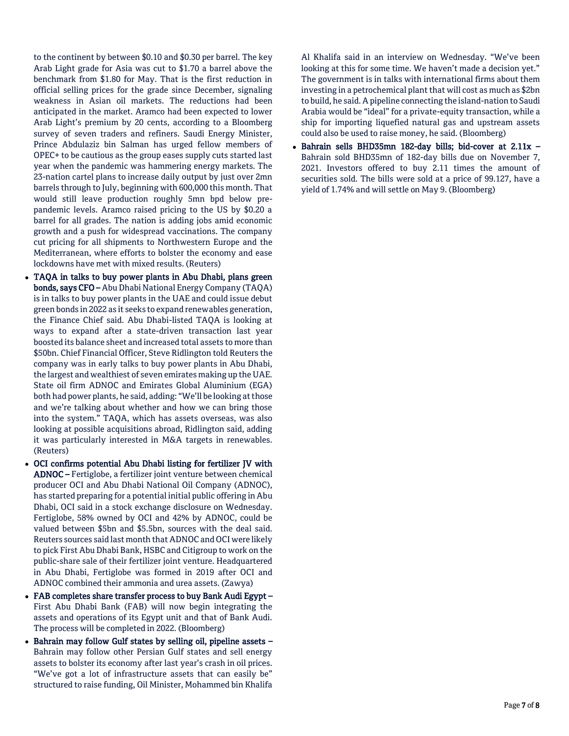to the continent by between $0.10 and $0.30 per barrel. The key Arab Light grade for Asia was cut to $1.70 a barrel above the benchmark from $1.80 for May. That is the first reduction in official selling prices for the grade since December, signaling weakness in Asian oil markets. The reductions had been anticipated in the market. Aramco had been expected to lower Arab Light's premium by 20 cents, according to a Bloomberg survey of seven traders and refiners. Saudi Energy Minister, Prince Abdulaziz bin Salman has urged fellow members of OPEC+ to be cautious as the group eases supply cuts started last year when the pandemic was hammering energy markets. The 23-nation cartel plans to increase daily output by just over 2mn barrels through to July, beginning with 600,000 this month. That would still leave production roughly 5mn bpd below pre-pandemic levels. Aramco raised pricing to the US by $0.20 a barrel for all grades. The nation is adding jobs amid economic growth and a push for widespread vaccinations. The company cut pricing for all shipments to Northwestern Europe and the Mediterranean, where efforts to bolster the economy and ease lockdowns have met with mixed results. (Reuters)

- **TAQA in talks to buy power plants in Abu Dhabi, plans green bonds, says CFO –** Abu Dhabi National Energy Company (TAQA) is in talks to buy power plants in the UAE and could issue debut green bonds in 2022 as it seeks to expand renewables generation, the Finance Chief said. Abu Dhabi-listed TAQA is looking at ways to expand after a state-driven transaction last year boosted its balance sheet and increased total assets to more than $50bn. Chief Financial Officer, Steve Ridlington told Reuters the company was in early talks to buy power plants in Abu Dhabi, the largest and wealthiest of seven emirates making up the UAE. State oil firm ADNOC and Emirates Global Aluminium (EGA) both had power plants, he said, adding: "We'll be looking at those and we're talking about whether and how we can bring those into the system." TAQA, which has assets overseas, was also looking at possible acquisitions abroad, Ridlington said, adding it was particularly interested in M&A targets in renewables. (Reuters)
- **OCI confirms potential Abu Dhabi listing for fertilizer JV with ADNOC –** Fertiglobe, a fertilizer joint venture between chemical producer OCI and Abu Dhabi National Oil Company (ADNOC), has started preparing for a potential initial public offering in Abu Dhabi, OCI said in a stock exchange disclosure on Wednesday. Fertiglobe, 58% owned by OCI and 42% by ADNOC, could be valued between $5bn and $5.5bn, sources with the deal said. Reuters sources said last month that ADNOC and OCI were likely to pick First Abu Dhabi Bank, HSBC and Citigroup to work on the public-share sale of their fertilizer joint venture. Headquartered in Abu Dhabi, Fertiglobe was formed in 2019 after OCI and ADNOC combined their ammonia and urea assets. (Zawya)
- **FAB completes share transfer process to buy Bank Audi Egypt –** First Abu Dhabi Bank (FAB) will now begin integrating the assets and operations of its Egypt unit and that of Bank Audi. The process will be completed in 2022. (Bloomberg)
- **Bahrain may follow Gulf states by selling oil, pipeline assets –** Bahrain may follow other Persian Gulf states and sell energy assets to bolster its economy after last year's crash in oil prices. "We've got a lot of infrastructure assets that can easily be" structured to raise funding, Oil Minister, Mohammed bin Khalifa Al Khalifa said in an interview on Wednesday. "We've been looking at this for some time. We haven't made a decision yet." The government is in talks with international firms about them investing in a petrochemical plant that will cost as much as $2bn to build, he said. A pipeline connecting the island-nation to Saudi Arabia would be "ideal" for a private-equity transaction, while a ship for importing liquefied natural gas and upstream assets could also be used to raise money, he said. (Bloomberg)
- **Bahrain sells BHD35mn 182-day bills; bid-cover at 2.11x –** Bahrain sold BHD35mn of 182-day bills due on November 7, 2021. Investors offered to buy 2.11 times the amount of securities sold. The bills were sold at a price of 99.127, have a yield of 1.74% and will settle on May 9. (Bloomberg)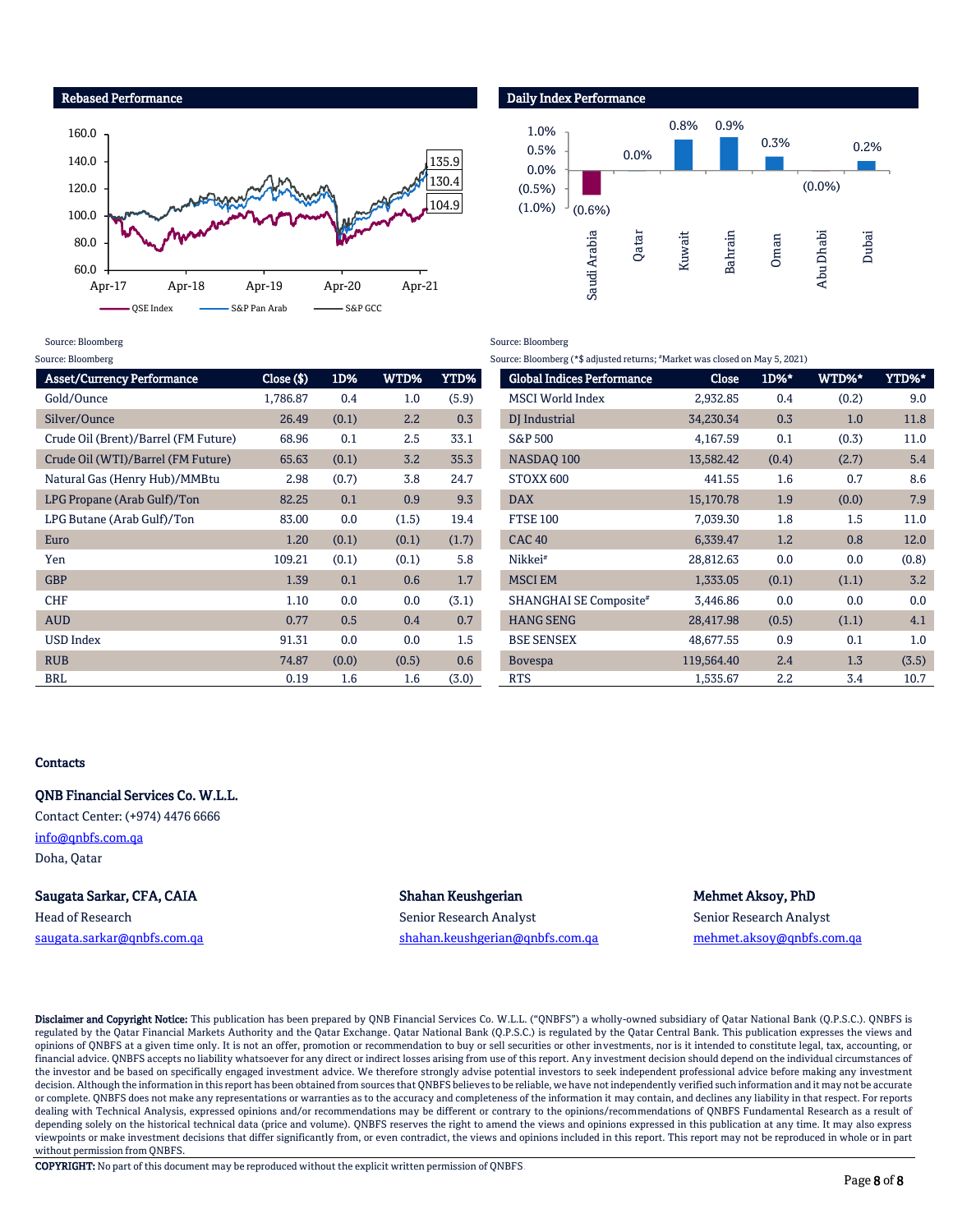**Rebased Performance**

160.0
140.0
120.0
100.0
80.0
60.0

Apr-17 Apr-18 Apr-19 Apr-20 Apr-21

135.9
130.4
104.9

QSE Index S&P Pan Arab S&P GCC

Source: Bloomberg

**Daily Index Performance**

1.0%
0.5%
0.0%
(0.5%)
(1.0%)

(0.6%) 0.0% 0.8% 0.9% 0.3% (0.0%) 0.2%

Saudi Arabia Qatar Kuwait Bahrain Oman Abu Dhabi Dubai

Source: Bloomberg

Source: Bloomberg

| Asset/Currency Performance | Close ($) | 1D% | WTD% | YTD% |
|---|---|---|---|---|
| Gold/Ounce | 1,786.87 | 0.4 | 1.0 | (5.9) |
| Silver/Ounce | 26.49 | (0.1) | 2.2 | 0.3 |
| Crude Oil (Brent)/Barrel (FM Future) | 68.96 | 0.1 | 2.5 | 33.1 |
| Crude Oil (WTI)/Barrel (FM Future) | 65.63 | (0.1) | 3.2 | 35.3 |
| Natural Gas (Henry Hub)/MMBtu | 2.98 | (0.7) | 3.8 | 24.7 |
| LPG Propane (Arab Gulf)/Ton | 82.25 | 0.1 | 0.9 | 9.3 |
| LPG Butane (Arab Gulf)/Ton | 83.00 | 0.0 | (1.5) | 19.4 |
| Euro | 1.20 | (0.1) | (0.1) | (1.7) |
| Yen | 109.21 | (0.1) | (0.1) | 5.8 |
| GBP | 1.39 | 0.1 | 0.6 | 1.7 |
| CHF | 1.10 | 0.0 | 0.0 | (3.1) |
| AUD | 0.77 | 0.5 | 0.4 | 0.7 |
| USD Index | 91.31 | 0.0 | 0.0 | 1.5 |
| RUB | 74.87 | (0.0) | (0.5) | 0.6 |
| BRL | 0.19 | 1.6 | 1.6 | (3.0) |

Source: Bloomberg (*$ adjusted returns; #Market was closed on May 5, 2021)

| Global Indices Performance | Close | 1D%* | WTD%* | YTD%* |
|---|---|---|---|---|
| MSCI World Index | 2,932.85 | 0.4 | (0.2) | 9.0 |
| DJ Industrial | 34,230.34 | 0.3 | 1.0 | 11.8 |
| S&P 500 | 4,167.59 | 0.1 | (0.3) | 11.0 |
| NASDAQ 100 | 13,582.42 | (0.4) | (2.7) | 5.4 |
| STOXX 600 | 441.55 | 1.6 | 0.7 | 8.6 |
| DAX | 15,170.78 | 1.9 | (0.0) | 7.9 |
| FTSE 100 | 7,039.30 | 1.8 | 1.5 | 11.0 |
| CAC 40 | 6,339.47 | 1.2 | 0.8 | 12.0 |
| Nikkei# | 28,812.63 | 0.0 | 0.0 | (0.8) |
| MSCI EM | 1,333.05 | (0.1) | (1.1) | 3.2 |
| SHANGHAI SE Composite# | 3,446.86 | 0.0 | 0.0 | 0.0 |
| HANG SENG | 28,417.98 | (0.5) | (1.1) | 4.1 |
| BSE SENSEX | 48,677.55 | 0.9 | 0.1 | 1.0 |
| Bovespa | 119,564.40 | 2.4 | 1.3 | (3.5) |
| RTS | 1,535.67 | 2.2 | 3.4 | 10.7 |

**Contacts**

**QNB Financial Services Co. W.L.L.**
Contact Center: (+974) 4476 6666
info@qnbfs.com.qa
Doha, Qatar

**Saugata Sarkar, CFA, CAIA**
Head of Research
saugata.sarkar@qnbfs.com.qa

**Shahan Keushgerian**
Senior Research Analyst
shahan.keushgerian@qnbfs.com.qa

**Mehmet Aksoy, PhD**
Senior Research Analyst
mehmet.aksoy@qnbfs.com.qa

**Disclaimer and Copyright Notice:** This publication has been prepared by QNB Financial Services Co. W.L.L. ("QNBFS") a wholly-owned subsidiary of Qatar National Bank (Q.P.S.C.). QNBFS is regulated by the Qatar Financial Markets Authority and the Qatar Exchange. Qatar National Bank (Q.P.S.C.) is regulated by the Qatar Central Bank. This publication expresses the views and opinions of QNBFS at a given time only. It is not an offer, promotion or recommendation to buy or sell securities or other investments, nor is it intended to constitute legal, tax, accounting, or financial advice. QNBFS accepts no liability whatsoever for any direct or indirect losses arising from use of this report. Any investment decision should depend on the individual circumstances of the investor and be based on specifically engaged investment advice. We therefore strongly advise potential investors to seek independent professional advice before making any investment decision. Although the information in this report has been obtained from sources that QNBFS believes to be reliable, we have not independently verified such information and it may not be accurate or complete. QNBFS does not make any representations or warranties as to the accuracy and completeness of the information it may contain, and declines any liability in that respect. For reports dealing with Technical Analysis, expressed opinions and/or recommendations may be different or contrary to the opinions/recommendations of QNBFS Fundamental Research as a result of depending solely on the historical technical data (price and volume). QNBFS reserves the right to amend the views and opinions expressed in this publication at any time. It may also express viewpoints or make investment decisions that differ significantly from, or even contradict, the views and opinions included in this report. This report may not be reproduced in whole or in part without permission from QNBFS.

**COPYRIGHT:** No part of this document may be reproduced without the explicit written permission of QNBFS